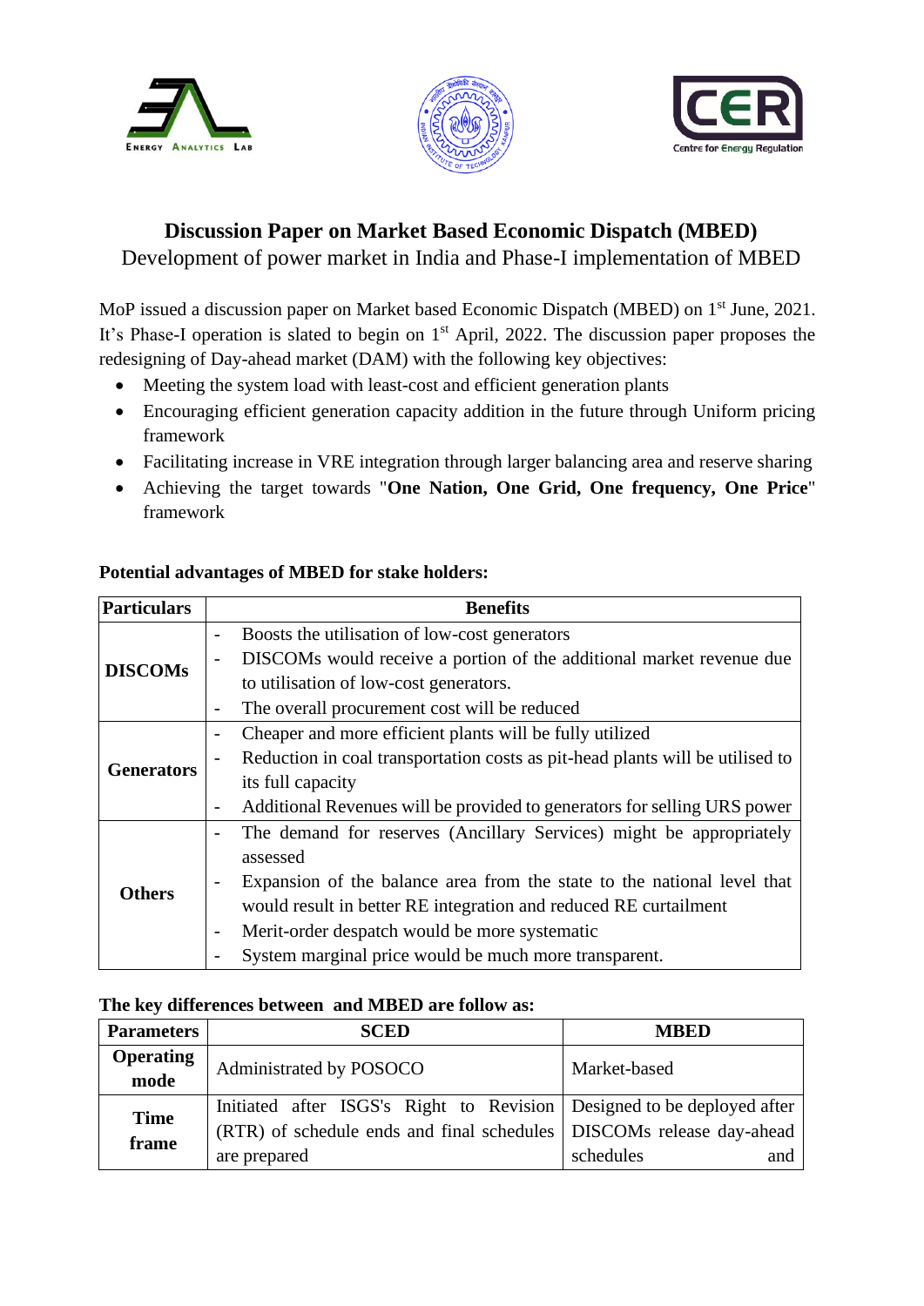# Discussion Paper on Market Based Economic Dispatch (MBED)

Development of power market in India and Phase-I implementation of MBED

MoP issued a discussion paper on Market based Economic Dispatch (MBED) on 1st June, 2021. It's Phase-I operation is slated to begin on 1st April, 2022. The discussion paper proposes the redesigning of Day-ahead market (DAM) with the following key objectives:

- Meeting the system load with least-cost and efficient generation plants
- Encouraging efficient generation capacity addition in the future through Uniform pricing framework
- Facilitating increase in VRE integration through larger balancing area and reserve sharing
- Achieving the target towards "**One Nation, One Grid, One frequency, One Price**" framework

**Potential advantages of MBED for stake holders:**

| Particulars | Benefits |
|---|---|
| **DISCOMs** | - Boosts the utilisation of low-cost generators<br>- DISCOMs would receive a portion of the additional market revenue due to utilisation of low-cost generators.<br>- The overall procurement cost will be reduced |
| **Generators** | - Cheaper and more efficient plants will be fully utilized<br>- Reduction in coal transportation costs as pit-head plants will be utilised to its full capacity<br>- Additional Revenues will be provided to generators for selling URS power |
| **Others** | - The demand for reserves (Ancillary Services) might be appropriately assessed<br>- Expansion of the balance area from the state to the national level that would result in better RE integration and reduced RE curtailment<br>- Merit-order despatch would be more systematic<br>- System marginal price would be much more transparent. |

**The key differences between and MBED are follow as:**

| Parameters | SCED | MBED |
|---|---|---|
| **Operating mode** | Administrated by POSOCO | Market-based |
| **Time frame** | Initiated after ISGS's Right to Revision (RTR) of schedule ends and final schedules are prepared | Designed to be deployed after DISCOMs release day-ahead schedules and |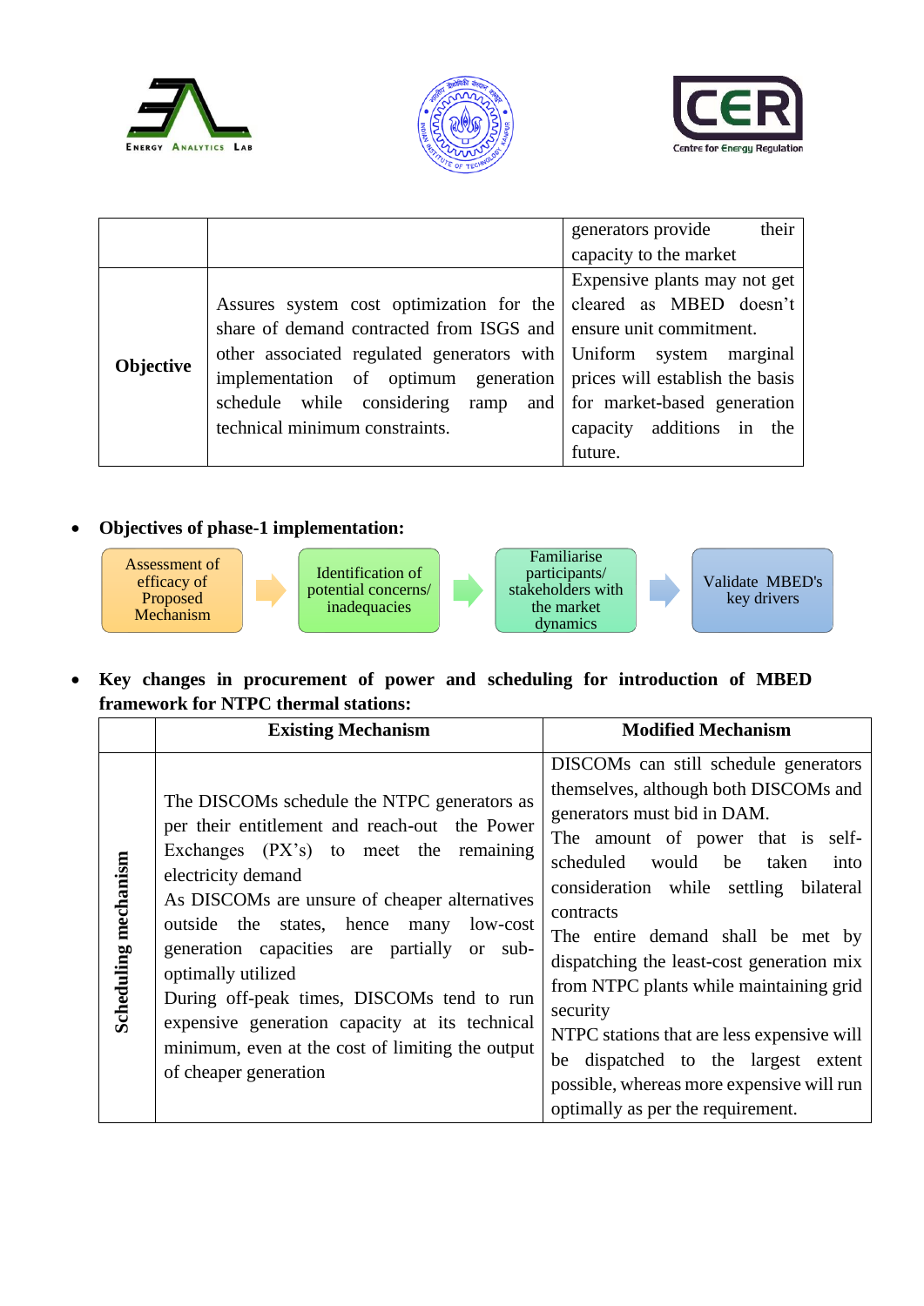| | | generators provide their capacity to the market |
|---|---|---|
| **Objective** | Assures system cost optimization for the share of demand contracted from ISGS and other associated regulated generators with implementation of optimum generation schedule while considering ramp and technical minimum constraints. | Expensive plants may not get cleared as MBED doesn't ensure unit commitment. Uniform system marginal prices will establish the basis for market-based generation capacity additions in the future. |

- **Objectives of phase-1 implementation:**

Assessment of efficacy of Proposed Mechanism → Identification of potential concerns/ inadequacies → Familiarise participants/ stakeholders with the market dynamics → Validate MBED's key drivers

- **Key changes in procurement of power and scheduling for introduction of MBED framework for NTPC thermal stations:**

| | **Existing Mechanism** | **Modified Mechanism** |
|---|---|---|
| **Scheduling mechanism** | The DISCOMs schedule the NTPC generators as per their entitlement and reach-out the Power Exchanges (PX's) to meet the remaining electricity demand<br>As DISCOMs are unsure of cheaper alternatives outside the states, hence many low-cost generation capacities are partially or sub-optimally utilized<br>During off-peak times, DISCOMs tend to run expensive generation capacity at its technical minimum, even at the cost of limiting the output of cheaper generation | DISCOMs can still schedule generators themselves, although both DISCOMs and generators must bid in DAM.<br>The amount of power that is self-scheduled would be taken into consideration while settling bilateral contracts<br>The entire demand shall be met by dispatching the least-cost generation mix from NTPC plants while maintaining grid security<br>NTPC stations that are less expensive will be dispatched to the largest extent possible, whereas more expensive will run optimally as per the requirement. |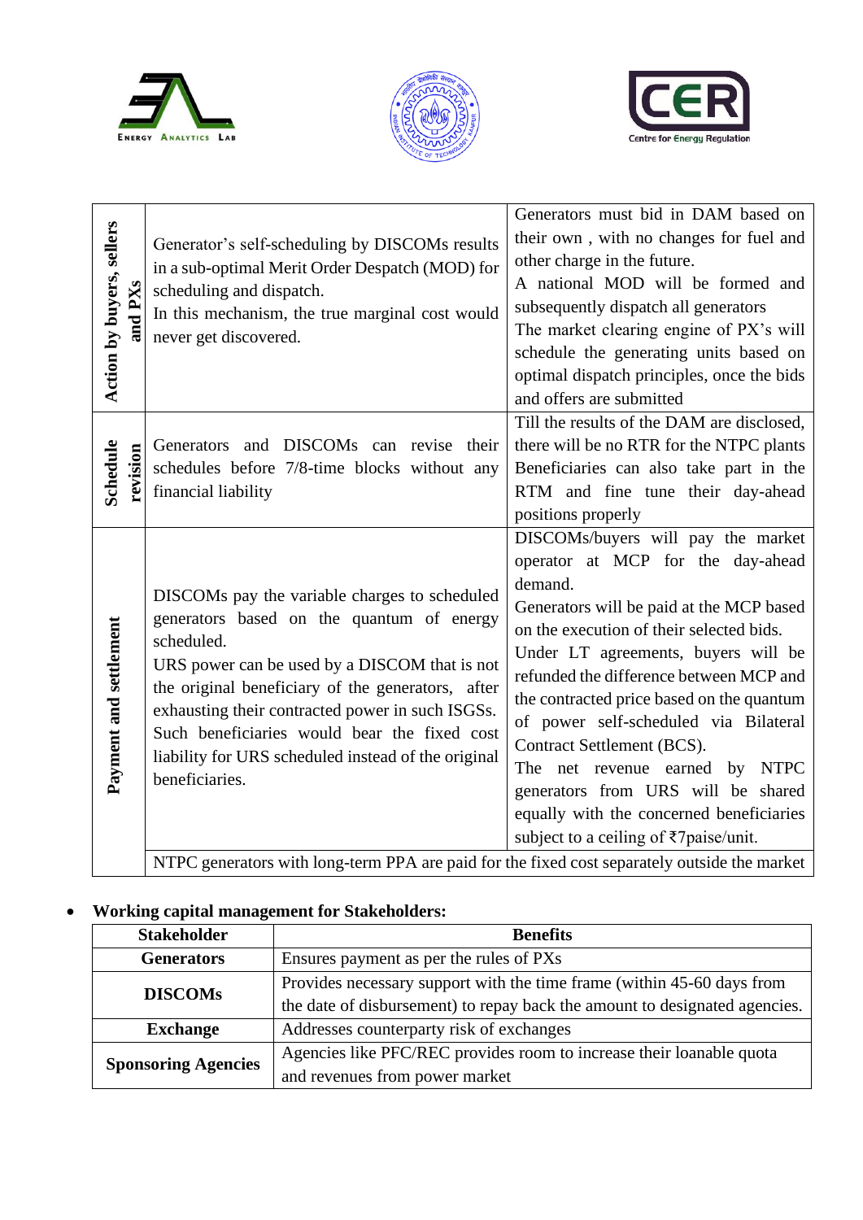| | | |
|---|---|---|
| **Action by buyers, sellers and PXs** | Generator's self-scheduling by DISCOMs results in a sub-optimal Merit Order Despatch (MOD) for scheduling and dispatch.<br>In this mechanism, the true marginal cost would never get discovered. | Generators must bid in DAM based on their own , with no changes for fuel and other charge in the future.<br>A national MOD will be formed and subsequently dispatch all generators<br>The market clearing engine of PX's will schedule the generating units based on optimal dispatch principles, once the bids and offers are submitted |
| **Schedule revision** | Generators and DISCOMs can revise their schedules before 7/8-time blocks without any financial liability | Till the results of the DAM are disclosed, there will be no RTR for the NTPC plants<br>Beneficiaries can also take part in the RTM and fine tune their day-ahead positions properly |
| **Payment and settlement** | DISCOMs pay the variable charges to scheduled generators based on the quantum of energy scheduled.<br>URS power can be used by a DISCOM that is not the original beneficiary of the generators, after exhausting their contracted power in such ISGSs. Such beneficiaries would bear the fixed cost liability for URS scheduled instead of the original beneficiaries. | DISCOMs/buyers will pay the market operator at MCP for the day-ahead demand.<br>Generators will be paid at the MCP based on the execution of their selected bids.<br>Under LT agreements, buyers will be refunded the difference between MCP and the contracted price based on the quantum of power self-scheduled via Bilateral Contract Settlement (BCS).<br>The net revenue earned by NTPC generators from URS will be shared equally with the concerned beneficiaries subject to a ceiling of ₹7paise/unit. |
| | NTPC generators with long-term PPA are paid for the fixed cost separately outside the market | |

- **Working capital management for Stakeholders:**

| Stakeholder | Benefits |
|---|---|
| **Generators** | Ensures payment as per the rules of PXs |
| **DISCOMs** | Provides necessary support with the time frame (within 45-60 days from the date of disbursement) to repay back the amount to designated agencies. |
| **Exchange** | Addresses counterparty risk of exchanges |
| **Sponsoring Agencies** | Agencies like PFC/REC provides room to increase their loanable quota and revenues from power market |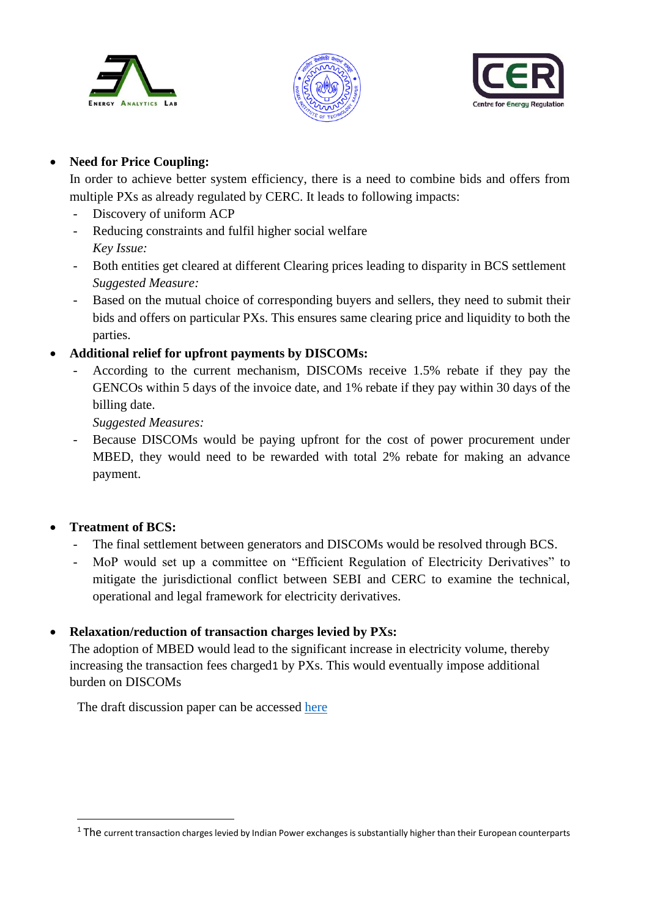- **Need for Price Coupling:**
  In order to achieve better system efficiency, there is a need to combine bids and offers from multiple PXs as already regulated by CERC. It leads to following impacts:
  - Discovery of uniform ACP
  - Reducing constraints and fulfil higher social welfare
    *Key Issue:*
  - Both entities get cleared at different Clearing prices leading to disparity in BCS settlement
    *Suggested Measure:*
  - Based on the mutual choice of corresponding buyers and sellers, they need to submit their bids and offers on particular PXs. This ensures same clearing price and liquidity to both the parties.
- **Additional relief for upfront payments by DISCOMs:**
  - According to the current mechanism, DISCOMs receive 1.5% rebate if they pay the GENCOs within 5 days of the invoice date, and 1% rebate if they pay within 30 days of the billing date.
    *Suggested Measures:*
  - Because DISCOMs would be paying upfront for the cost of power procurement under MBED, they would need to be rewarded with total 2% rebate for making an advance payment.
- **Treatment of BCS:**
  - The final settlement between generators and DISCOMs would be resolved through BCS.
  - MoP would set up a committee on "Efficient Regulation of Electricity Derivatives" to mitigate the jurisdictional conflict between SEBI and CERC to examine the technical, operational and legal framework for electricity derivatives.
- **Relaxation/reduction of transaction charges levied by PXs:**
  The adoption of MBED would lead to the significant increase in electricity volume, thereby increasing the transaction fees charged[1] by PXs. This would eventually impose additional burden on DISCOMs

The draft discussion paper can be accessed [here]()

[1] The current transaction charges levied by Indian Power exchanges is substantially higher than their European counterparts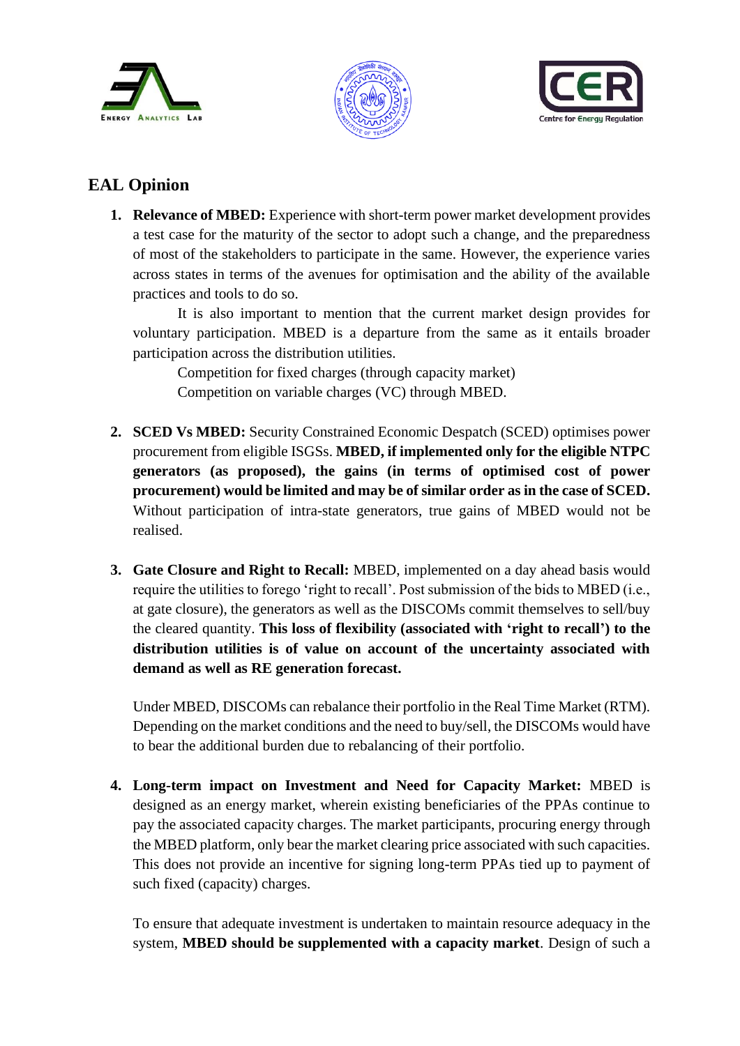## EAL Opinion

1. **Relevance of MBED:** Experience with short-term power market development provides a test case for the maturity of the sector to adopt such a change, and the preparedness of most of the stakeholders to participate in the same. However, the experience varies across states in terms of the avenues for optimisation and the ability of the available practices and tools to do so.

   It is also important to mention that the current market design provides for voluntary participation. MBED is a departure from the same as it entails broader participation across the distribution utilities.

   Competition for fixed charges (through capacity market)

   Competition on variable charges (VC) through MBED.

2. **SCED Vs MBED:** Security Constrained Economic Despatch (SCED) optimises power procurement from eligible ISGSs. **MBED, if implemented only for the eligible NTPC generators (as proposed), the gains (in terms of optimised cost of power procurement) would be limited and may be of similar order as in the case of SCED.** Without participation of intra-state generators, true gains of MBED would not be realised.

3. **Gate Closure and Right to Recall:** MBED, implemented on a day ahead basis would require the utilities to forego 'right to recall'. Post submission of the bids to MBED (i.e., at gate closure), the generators as well as the DISCOMs commit themselves to sell/buy the cleared quantity. **This loss of flexibility (associated with 'right to recall') to the distribution utilities is of value on account of the uncertainty associated with demand as well as RE generation forecast.**

   Under MBED, DISCOMs can rebalance their portfolio in the Real Time Market (RTM). Depending on the market conditions and the need to buy/sell, the DISCOMs would have to bear the additional burden due to rebalancing of their portfolio.

4. **Long-term impact on Investment and Need for Capacity Market:** MBED is designed as an energy market, wherein existing beneficiaries of the PPAs continue to pay the associated capacity charges. The market participants, procuring energy through the MBED platform, only bear the market clearing price associated with such capacities. This does not provide an incentive for signing long-term PPAs tied up to payment of such fixed (capacity) charges.

   To ensure that adequate investment is undertaken to maintain resource adequacy in the system, **MBED should be supplemented with a capacity market**. Design of such a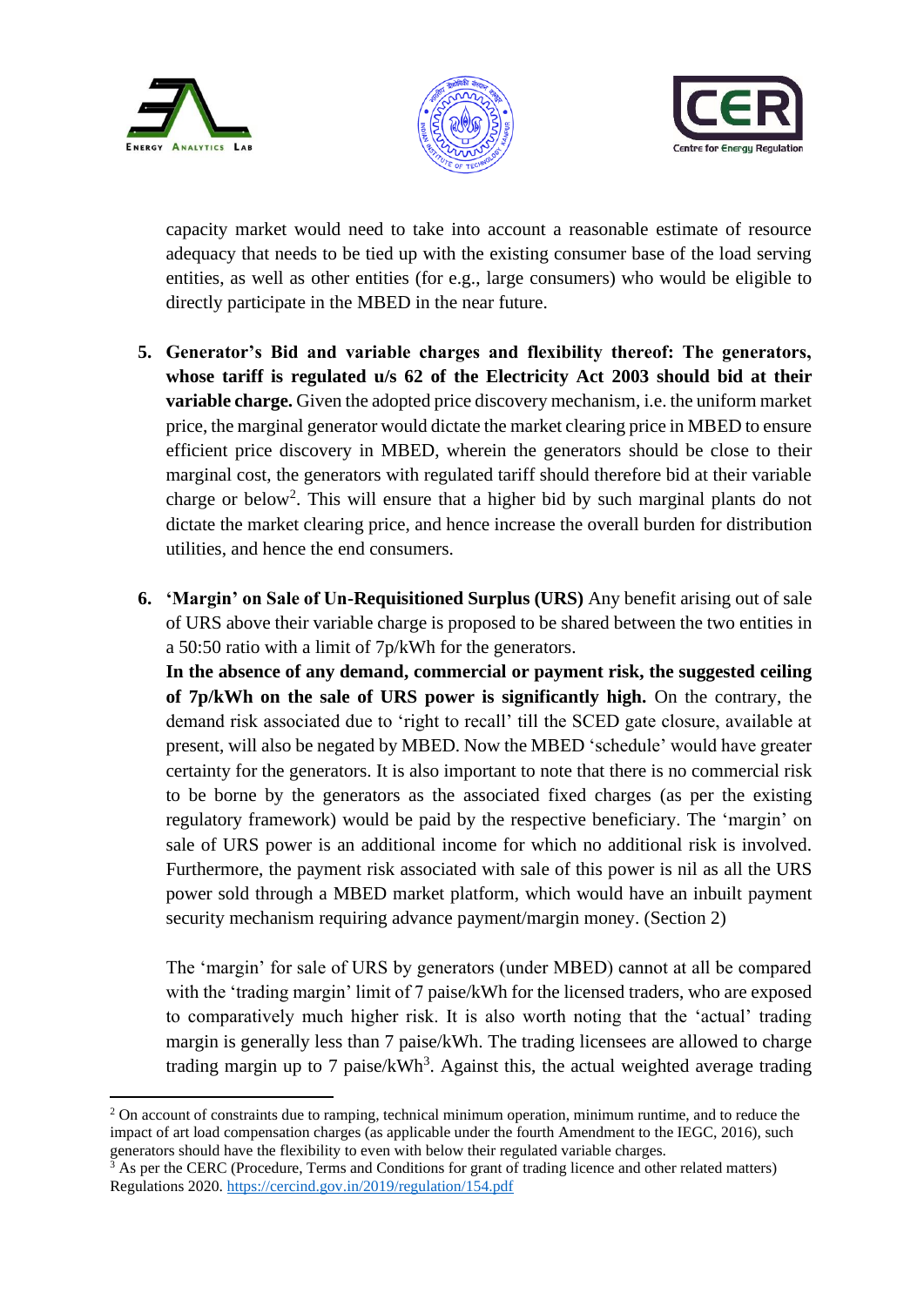capacity market would need to take into account a reasonable estimate of resource adequacy that needs to be tied up with the existing consumer base of the load serving entities, as well as other entities (for e.g., large consumers) who would be eligible to directly participate in the MBED in the near future.

5. **Generator's Bid and variable charges and flexibility thereof: The generators, whose tariff is regulated u/s 62 of the Electricity Act 2003 should bid at their variable charge.** Given the adopted price discovery mechanism, i.e. the uniform market price, the marginal generator would dictate the market clearing price in MBED to ensure efficient price discovery in MBED, wherein the generators should be close to their marginal cost, the generators with regulated tariff should therefore bid at their variable charge or below[2]. This will ensure that a higher bid by such marginal plants do not dictate the market clearing price, and hence increase the overall burden for distribution utilities, and hence the end consumers.

6. **'Margin' on Sale of Un-Requisitioned Surplus (URS)** Any benefit arising out of sale of URS above their variable charge is proposed to be shared between the two entities in a 50:50 ratio with a limit of 7p/kWh for the generators.
   **In the absence of any demand, commercial or payment risk, the suggested ceiling of 7p/kWh on the sale of URS power is significantly high.** On the contrary, the demand risk associated due to 'right to recall' till the SCED gate closure, available at present, will also be negated by MBED. Now the MBED 'schedule' would have greater certainty for the generators. It is also important to note that there is no commercial risk to be borne by the generators as the associated fixed charges (as per the existing regulatory framework) would be paid by the respective beneficiary. The 'margin' on sale of URS power is an additional income for which no additional risk is involved. Furthermore, the payment risk associated with sale of this power is nil as all the URS power sold through a MBED market platform, which would have an inbuilt payment security mechanism requiring advance payment/margin money. (Section 2)

   The 'margin' for sale of URS by generators (under MBED) cannot at all be compared with the 'trading margin' limit of 7 paise/kWh for the licensed traders, who are exposed to comparatively much higher risk. It is also worth noting that the 'actual' trading margin is generally less than 7 paise/kWh. The trading licensees are allowed to charge trading margin up to 7 paise/kWh[3]. Against this, the actual weighted average trading

---

[2] On account of constraints due to ramping, technical minimum operation, minimum runtime, and to reduce the impact of art load compensation charges (as applicable under the fourth Amendment to the IEGC, 2016), such generators should have the flexibility to even with below their regulated variable charges.

[3] As per the CERC (Procedure, Terms and Conditions for grant of trading licence and other related matters) Regulations 2020. https://cercind.gov.in/2019/regulation/154.pdf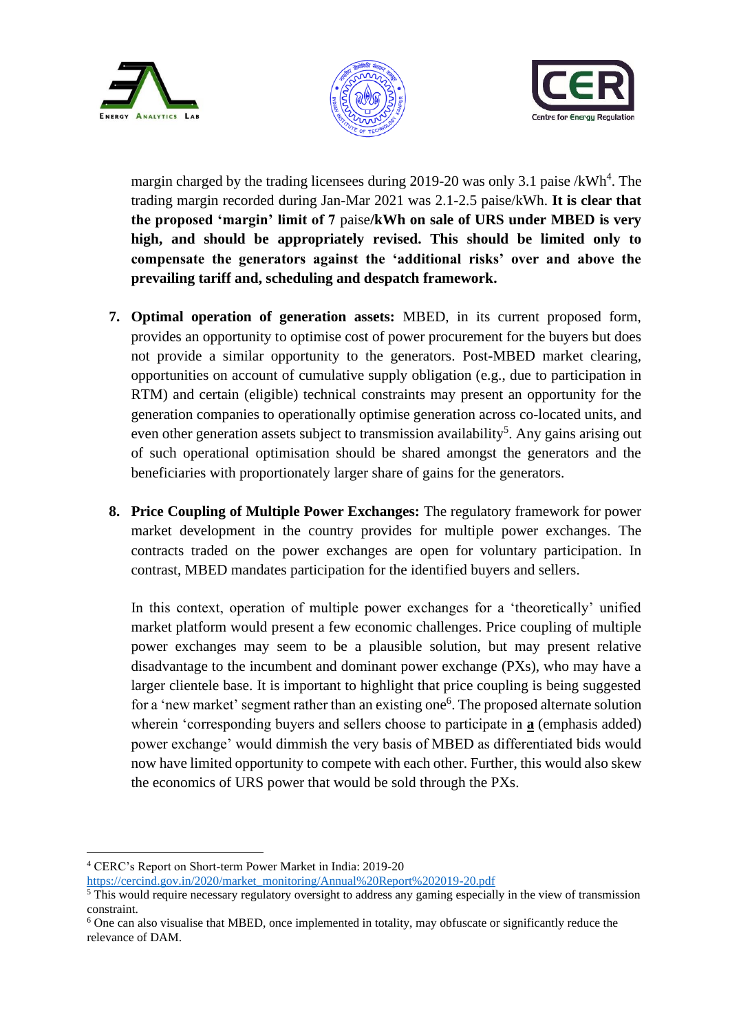margin charged by the trading licensees during 2019-20 was only 3.1 paise /kWh[4]. The trading margin recorded during Jan-Mar 2021 was 2.1-2.5 paise/kWh. **It is clear that the proposed 'margin' limit of 7** paise**/kWh on sale of URS under MBED is very high, and should be appropriately revised. This should be limited only to compensate the generators against the 'additional risks' over and above the prevailing tariff and, scheduling and despatch framework.**

7. **Optimal operation of generation assets:** MBED, in its current proposed form, provides an opportunity to optimise cost of power procurement for the buyers but does not provide a similar opportunity to the generators. Post-MBED market clearing, opportunities on account of cumulative supply obligation (e.g., due to participation in RTM) and certain (eligible) technical constraints may present an opportunity for the generation companies to operationally optimise generation across co-located units, and even other generation assets subject to transmission availability[5]. Any gains arising out of such operational optimisation should be shared amongst the generators and the beneficiaries with proportionately larger share of gains for the generators.

8. **Price Coupling of Multiple Power Exchanges:** The regulatory framework for power market development in the country provides for multiple power exchanges. The contracts traded on the power exchanges are open for voluntary participation. In contrast, MBED mandates participation for the identified buyers and sellers.

   In this context, operation of multiple power exchanges for a 'theoretically' unified market platform would present a few economic challenges. Price coupling of multiple power exchanges may seem to be a plausible solution, but may present relative disadvantage to the incumbent and dominant power exchange (PXs), who may have a larger clientele base. It is important to highlight that price coupling is being suggested for a 'new market' segment rather than an existing one[6]. The proposed alternate solution wherein 'corresponding buyers and sellers choose to participate in **a** (emphasis added) power exchange' would dimmish the very basis of MBED as differentiated bids would now have limited opportunity to compete with each other. Further, this would also skew the economics of URS power that would be sold through the PXs.

---

[4] CERC's Report on Short-term Power Market in India: 2019-20 https://cercind.gov.in/2020/market_monitoring/Annual%20Report%202019-20.pdf

[5] This would require necessary regulatory oversight to address any gaming especially in the view of transmission constraint.

[6] One can also visualise that MBED, once implemented in totality, may obfuscate or significantly reduce the relevance of DAM.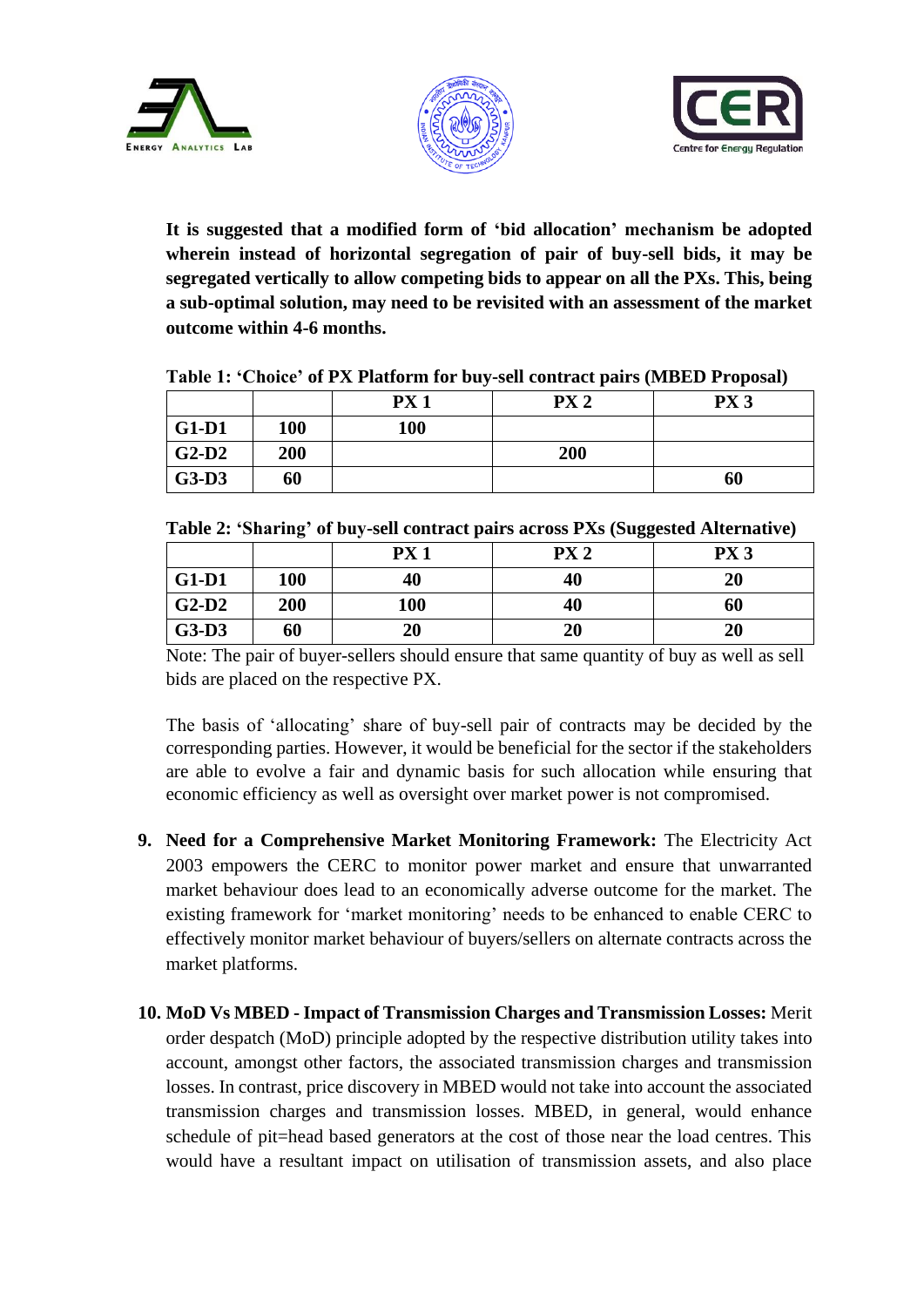**It is suggested that a modified form of 'bid allocation' mechanism be adopted wherein instead of horizontal segregation of pair of buy-sell bids, it may be segregated vertically to allow competing bids to appear on all the PXs. This, being a sub-optimal solution, may need to be revisited with an assessment of the market outcome within 4-6 months.**

**Table 1: 'Choice' of PX Platform for buy-sell contract pairs (MBED Proposal)**

| | | PX 1 | PX 2 | PX 3 |
|---|---|---|---|---|
| **G1-D1** | **100** | **100** | | |
| **G2-D2** | **200** | | **200** | |
| **G3-D3** | **60** | | | **60** |

**Table 2: 'Sharing' of buy-sell contract pairs across PXs (Suggested Alternative)**

| | | PX 1 | PX 2 | PX 3 |
|---|---|---|---|---|
| **G1-D1** | **100** | **40** | **40** | **20** |
| **G2-D2** | **200** | **100** | **40** | **60** |
| **G3-D3** | **60** | **20** | **20** | **20** |

Note: The pair of buyer-sellers should ensure that same quantity of buy as well as sell bids are placed on the respective PX.

The basis of 'allocating' share of buy-sell pair of contracts may be decided by the corresponding parties. However, it would be beneficial for the sector if the stakeholders are able to evolve a fair and dynamic basis for such allocation while ensuring that economic efficiency as well as oversight over market power is not compromised.

9. **Need for a Comprehensive Market Monitoring Framework:** The Electricity Act 2003 empowers the CERC to monitor power market and ensure that unwarranted market behaviour does lead to an economically adverse outcome for the market. The existing framework for 'market monitoring' needs to be enhanced to enable CERC to effectively monitor market behaviour of buyers/sellers on alternate contracts across the market platforms.

10. **MoD Vs MBED - Impact of Transmission Charges and Transmission Losses:** Merit order despatch (MoD) principle adopted by the respective distribution utility takes into account, amongst other factors, the associated transmission charges and transmission losses. In contrast, price discovery in MBED would not take into account the associated transmission charges and transmission losses. MBED, in general, would enhance schedule of pit=head based generators at the cost of those near the load centres. This would have a resultant impact on utilisation of transmission assets, and also place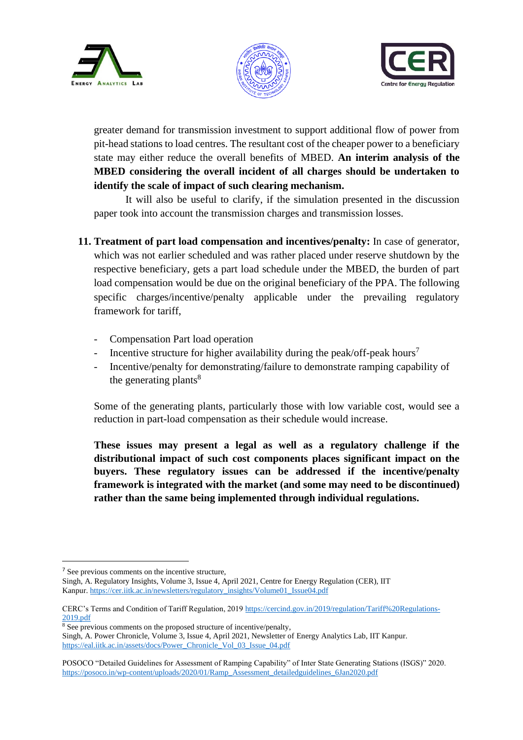greater demand for transmission investment to support additional flow of power from pit-head stations to load centres. The resultant cost of the cheaper power to a beneficiary state may either reduce the overall benefits of MBED. **An interim analysis of the MBED considering the overall incident of all charges should be undertaken to identify the scale of impact of such clearing mechanism.**

It will also be useful to clarify, if the simulation presented in the discussion paper took into account the transmission charges and transmission losses.

11. **Treatment of part load compensation and incentives/penalty:** In case of generator, which was not earlier scheduled and was rather placed under reserve shutdown by the respective beneficiary, gets a part load schedule under the MBED, the burden of part load compensation would be due on the original beneficiary of the PPA. The following specific charges/incentive/penalty applicable under the prevailing regulatory framework for tariff,

    - Compensation Part load operation
    - Incentive structure for higher availability during the peak/off-peak hours[7]
    - Incentive/penalty for demonstrating/failure to demonstrate ramping capability of the generating plants[8]

    Some of the generating plants, particularly those with low variable cost, would see a reduction in part-load compensation as their schedule would increase.

    **These issues may present a legal as well as a regulatory challenge if the distributional impact of such cost components places significant impact on the buyers. These regulatory issues can be addressed if the incentive/penalty framework is integrated with the market (and some may need to be discontinued) rather than the same being implemented through individual regulations.**

---

[7] See previous comments on the incentive structure,
Singh, A. Regulatory Insights, Volume 3, Issue 4, April 2021, Centre for Energy Regulation (CER), IIT Kanpur. https://cer.iitk.ac.in/newsletters/regulatory_insights/Volume01_Issue04.pdf

CERC's Terms and Condition of Tariff Regulation, 2019 https://cercind.gov.in/2019/regulation/Tariff%20Regulations-2019.pdf

[8] See previous comments on the proposed structure of incentive/penalty,
Singh, A. Power Chronicle, Volume 3, Issue 4, April 2021, Newsletter of Energy Analytics Lab, IIT Kanpur. https://eal.iitk.ac.in/assets/docs/Power_Chronicle_Vol_03_Issue_04.pdf

POSOCO "Detailed Guidelines for Assessment of Ramping Capability" of Inter State Generating Stations (ISGS)" 2020. https://posoco.in/wp-content/uploads/2020/01/Ramp_Assessment_detailedguidelines_6Jan2020.pdf